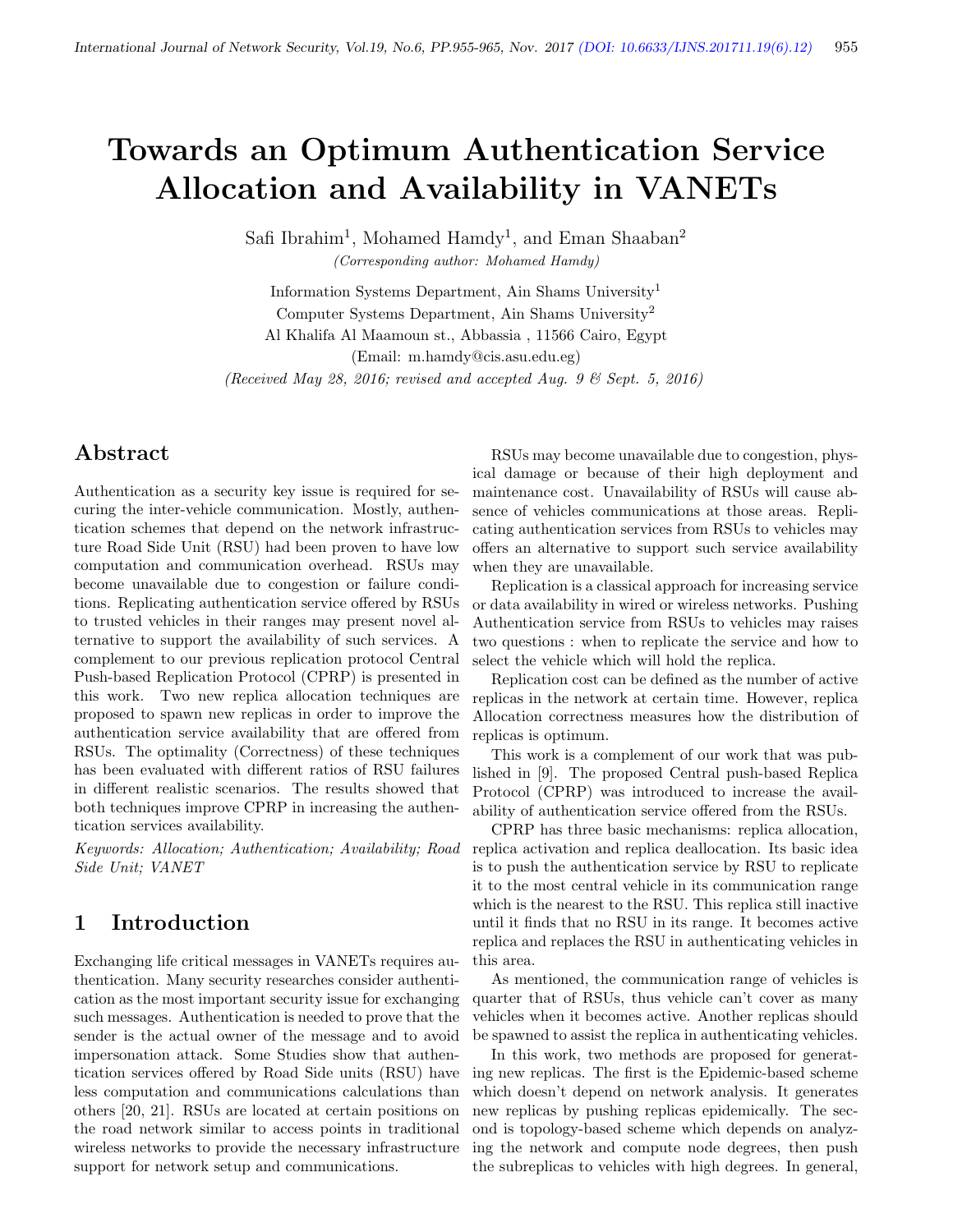# Towards an Optimum Authentication Service Allocation and Availability in VANETs

Safi Ibrahim[1], Mohamed Hamdy[1], and Eman Shaaban[2]

*(Corresponding author: Mohamed Hamdy)*

Information Systems Department, Ain Shams University[1]

Computer Systems Department, Ain Shams University[2]

Al Khalifa Al Maamoun st., Abbassia , 11566 Cairo, Egypt

(Email: m.hamdy@cis.asu.edu.eg)

*(Received May 28, 2016; revised and accepted Aug. 9 & Sept. 5, 2016)*

## Abstract

Authentication as a security key issue is required for securing the inter-vehicle communication. Mostly, authentication schemes that depend on the network infrastructure Road Side Unit (RSU) had been proven to have low computation and communication overhead. RSUs may become unavailable due to congestion or failure conditions. Replicating authentication service offered by RSUs to trusted vehicles in their ranges may present novel alternative to support the availability of such services. A complement to our previous replication protocol Central Push-based Replication Protocol (CPRP) is presented in this work. Two new replica allocation techniques are proposed to spawn new replicas in order to improve the authentication service availability that are offered from RSUs. The optimality (Correctness) of these techniques has been evaluated with different ratios of RSU failures in different realistic scenarios. The results showed that both techniques improve CPRP in increasing the authentication services availability.

*Keywords: Allocation; Authentication; Availability; Road Side Unit; VANET*

## 1 Introduction

Exchanging life critical messages in VANETs requires authentication. Many security researches consider authentication as the most important security issue for exchanging such messages. Authentication is needed to prove that the sender is the actual owner of the message and to avoid impersonation attack. Some Studies show that authentication services offered by Road Side units (RSU) have less computation and communications calculations than others [20, 21]. RSUs are located at certain positions on the road network similar to access points in traditional wireless networks to provide the necessary infrastructure support for network setup and communications.

RSUs may become unavailable due to congestion, physical damage or because of their high deployment and maintenance cost. Unavailability of RSUs will cause absence of vehicles communications at those areas. Replicating authentication services from RSUs to vehicles may offers an alternative to support such service availability when they are unavailable.

Replication is a classical approach for increasing service or data availability in wired or wireless networks. Pushing Authentication service from RSUs to vehicles may raises two questions : when to replicate the service and how to select the vehicle which will hold the replica.

Replication cost can be defined as the number of active replicas in the network at certain time. However, replica Allocation correctness measures how the distribution of replicas is optimum.

This work is a complement of our work that was published in [9]. The proposed Central push-based Replica Protocol (CPRP) was introduced to increase the availability of authentication service offered from the RSUs.

CPRP has three basic mechanisms: replica allocation, replica activation and replica deallocation. Its basic idea is to push the authentication service by RSU to replicate it to the most central vehicle in its communication range which is the nearest to the RSU. This replica still inactive until it finds that no RSU in its range. It becomes active replica and replaces the RSU in authenticating vehicles in this area.

As mentioned, the communication range of vehicles is quarter that of RSUs, thus vehicle can't cover as many vehicles when it becomes active. Another replicas should be spawned to assist the replica in authenticating vehicles.

In this work, two methods are proposed for generating new replicas. The first is the Epidemic-based scheme which doesn't depend on network analysis. It generates new replicas by pushing replicas epidemically. The second is topology-based scheme which depends on analyzing the network and compute node degrees, then push the subreplicas to vehicles with high degrees. In general,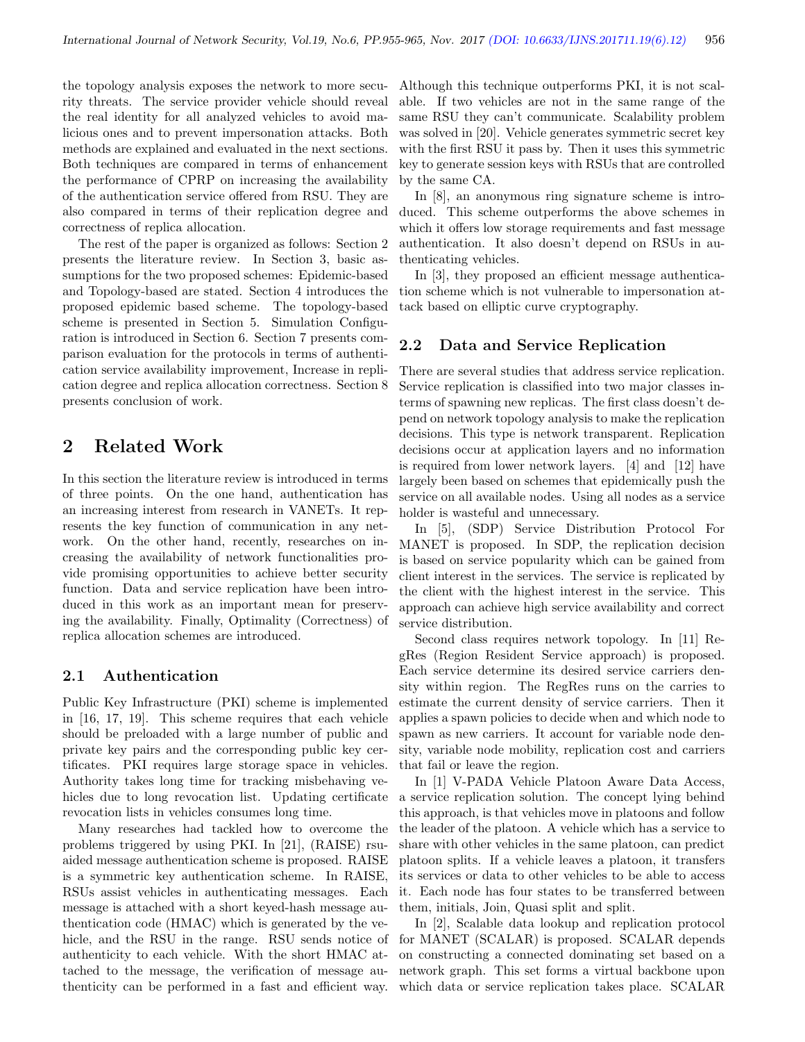the topology analysis exposes the network to more security threats. The service provider vehicle should reveal the real identity for all analyzed vehicles to avoid malicious ones and to prevent impersonation attacks. Both methods are explained and evaluated in the next sections. Both techniques are compared in terms of enhancement the performance of CPRP on increasing the availability of the authentication service offered from RSU. They are also compared in terms of their replication degree and correctness of replica allocation.

The rest of the paper is organized as follows: Section 2 presents the literature review. In Section 3, basic assumptions for the two proposed schemes: Epidemic-based and Topology-based are stated. Section 4 introduces the proposed epidemic based scheme. The topology-based scheme is presented in Section 5. Simulation Configuration is introduced in Section 6. Section 7 presents comparison evaluation for the protocols in terms of authentication service availability improvement, Increase in replication degree and replica allocation correctness. Section 8 presents conclusion of work.

# 2 Related Work

In this section the literature review is introduced in terms of three points. On the one hand, authentication has an increasing interest from research in VANETs. It represents the key function of communication in any network. On the other hand, recently, researches on increasing the availability of network functionalities provide promising opportunities to achieve better security function. Data and service replication have been introduced in this work as an important mean for preserving the availability. Finally, Optimality (Correctness) of replica allocation schemes are introduced.

## 2.1 Authentication

Public Key Infrastructure (PKI) scheme is implemented in [16, 17, 19]. This scheme requires that each vehicle should be preloaded with a large number of public and private key pairs and the corresponding public key certificates. PKI requires large storage space in vehicles. Authority takes long time for tracking misbehaving vehicles due to long revocation list. Updating certificate revocation lists in vehicles consumes long time.

Many researches had tackled how to overcome the problems triggered by using PKI. In [21], (RAISE) rsu-aided message authentication scheme is proposed. RAISE is a symmetric key authentication scheme. In RAISE, RSUs assist vehicles in authenticating messages. Each message is attached with a short keyed-hash message authentication code (HMAC) which is generated by the vehicle, and the RSU in the range. RSU sends notice of authenticity to each vehicle. With the short HMAC attached to the message, the verification of message authenticity can be performed in a fast and efficient way. Although this technique outperforms PKI, it is not scalable. If two vehicles are not in the same range of the same RSU they can't communicate. Scalability problem was solved in [20]. Vehicle generates symmetric secret key with the first RSU it pass by. Then it uses this symmetric key to generate session keys with RSUs that are controlled by the same CA.

In [8], an anonymous ring signature scheme is introduced. This scheme outperforms the above schemes in which it offers low storage requirements and fast message authentication. It also doesn't depend on RSUs in authenticating vehicles.

In [3], they proposed an efficient message authentication scheme which is not vulnerable to impersonation attack based on elliptic curve cryptography.

## 2.2 Data and Service Replication

There are several studies that address service replication. Service replication is classified into two major classes interms of spawning new replicas. The first class doesn't depend on network topology analysis to make the replication decisions. This type is network transparent. Replication decisions occur at application layers and no information is required from lower network layers. [4] and [12] have largely been based on schemes that epidemically push the service on all available nodes. Using all nodes as a service holder is wasteful and unnecessary.

In [5], (SDP) Service Distribution Protocol For MANET is proposed. In SDP, the replication decision is based on service popularity which can be gained from client interest in the services. The service is replicated by the client with the highest interest in the service. This approach can achieve high service availability and correct service distribution.

Second class requires network topology. In [11] RegRes (Region Resident Service approach) is proposed. Each service determine its desired service carriers density within region. The RegRes runs on the carries to estimate the current density of service carriers. Then it applies a spawn policies to decide when and which node to spawn as new carriers. It account for variable node density, variable node mobility, replication cost and carriers that fail or leave the region.

In [1] V-PADA Vehicle Platoon Aware Data Access, a service replication solution. The concept lying behind this approach, is that vehicles move in platoons and follow the leader of the platoon. A vehicle which has a service to share with other vehicles in the same platoon, can predict platoon splits. If a vehicle leaves a platoon, it transfers its services or data to other vehicles to be able to access it. Each node has four states to be transferred between them, initials, Join, Quasi split and split.

In [2], Scalable data lookup and replication protocol for MANET (SCALAR) is proposed. SCALAR depends on constructing a connected dominating set based on a network graph. This set forms a virtual backbone upon which data or service replication takes place. SCALAR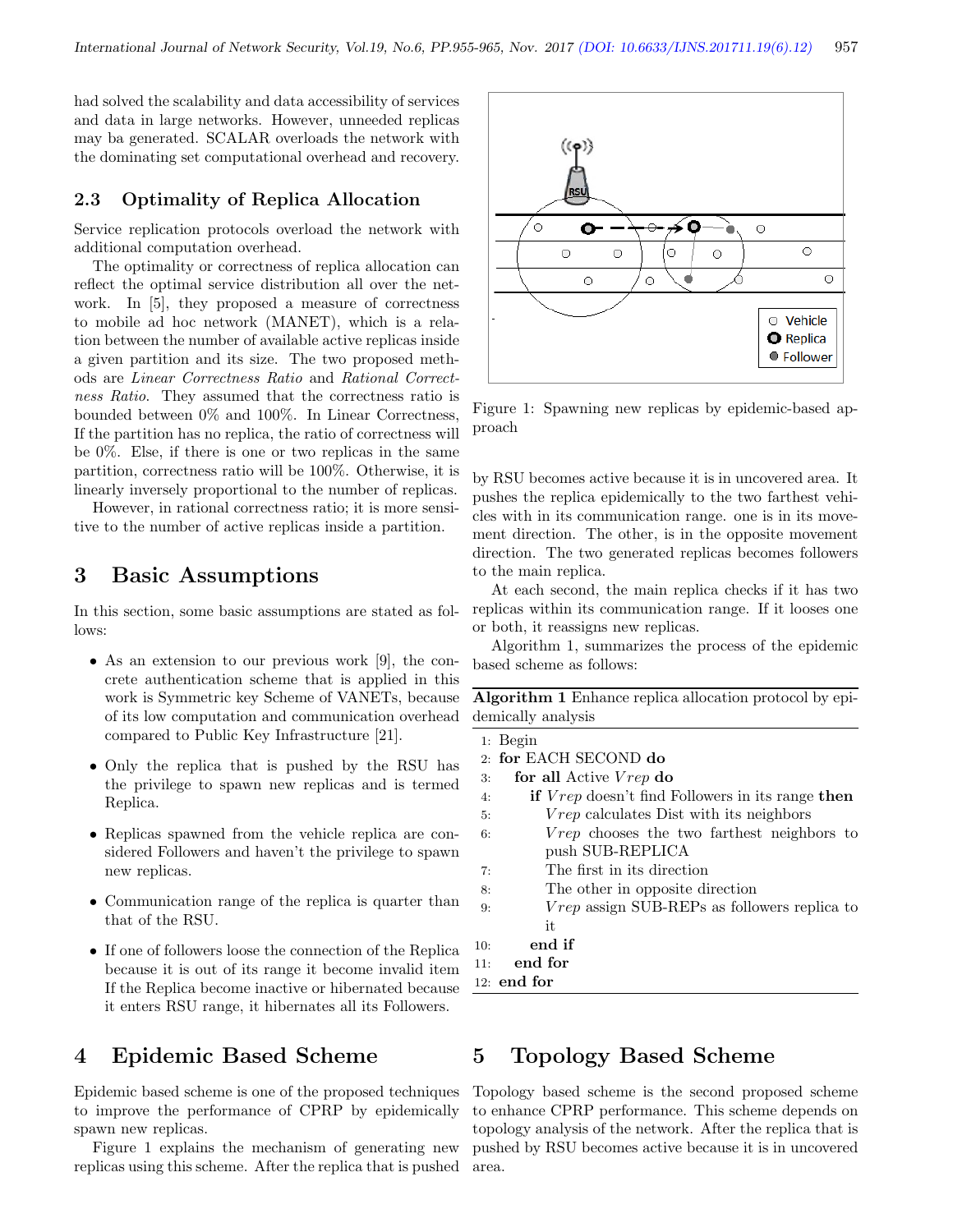had solved the scalability and data accessibility of services and data in large networks. However, unneeded replicas may ba generated. SCALAR overloads the network with the dominating set computational overhead and recovery.

### 2.3 Optimality of Replica Allocation

Service replication protocols overload the network with additional computation overhead.

The optimality or correctness of replica allocation can reflect the optimal service distribution all over the network. In [5], they proposed a measure of correctness to mobile ad hoc network (MANET), which is a relation between the number of available active replicas inside a given partition and its size. The two proposed methods are *Linear Correctness Ratio* and *Rational Correctness Ratio*. They assumed that the correctness ratio is bounded between 0% and 100%. In Linear Correctness, If the partition has no replica, the ratio of correctness will be 0%. Else, if there is one or two replicas in the same partition, correctness ratio will be 100%. Otherwise, it is linearly inversely proportional to the number of replicas.

However, in rational correctness ratio; it is more sensitive to the number of active replicas inside a partition.

## 3 Basic Assumptions

In this section, some basic assumptions are stated as follows:

- As an extension to our previous work [9], the concrete authentication scheme that is applied in this work is Symmetric key Scheme of VANETs, because of its low computation and communication overhead compared to Public Key Infrastructure [21].
- Only the replica that is pushed by the RSU has the privilege to spawn new replicas and is termed Replica.
- Replicas spawned from the vehicle replica are considered Followers and haven't the privilege to spawn new replicas.
- Communication range of the replica is quarter than that of the RSU.
- If one of followers loose the connection of the Replica because it is out of its range it become invalid item If the Replica become inactive or hibernated because it enters RSU range, it hibernates all its Followers.

## 4 Epidemic Based Scheme

Epidemic based scheme is one of the proposed techniques to improve the performance of CPRP by epidemically spawn new replicas.

Figure 1 explains the mechanism of generating new replicas using this scheme. After the replica that is pushed by RSU becomes active because it is in uncovered area. It pushes the replica epidemically to the two farthest vehicles with in its communication range. one is in its movement direction. The other, is in the opposite movement direction. The two generated replicas becomes followers to the main replica.

Figure 1: Spawning new replicas by epidemic-based approach

At each second, the main replica checks if it has two replicas within its communication range. If it looses one or both, it reassigns new replicas.

Algorithm 1, summarizes the process of the epidemic based scheme as follows:

**Algorithm 1** Enhance replica allocation protocol by epidemically analysis

```
1:  Begin
2:  for EACH SECOND do
3:      for all Active Vrep do
4:          if Vrep doesn't find Followers in its range then
5:              Vrep calculates Dist with its neighbors
6:              Vrep chooses the two farthest neighbors to
                push SUB-REPLICA
7:              The first in its direction
8:              The other in opposite direction
9:              Vrep assign SUB-REPs as followers replica to
                it
10:         end if
11:     end for
12: end for
```

## 5 Topology Based Scheme

Topology based scheme is the second proposed scheme to enhance CPRP performance. This scheme depends on topology analysis of the network. After the replica that is pushed by RSU becomes active because it is in uncovered area.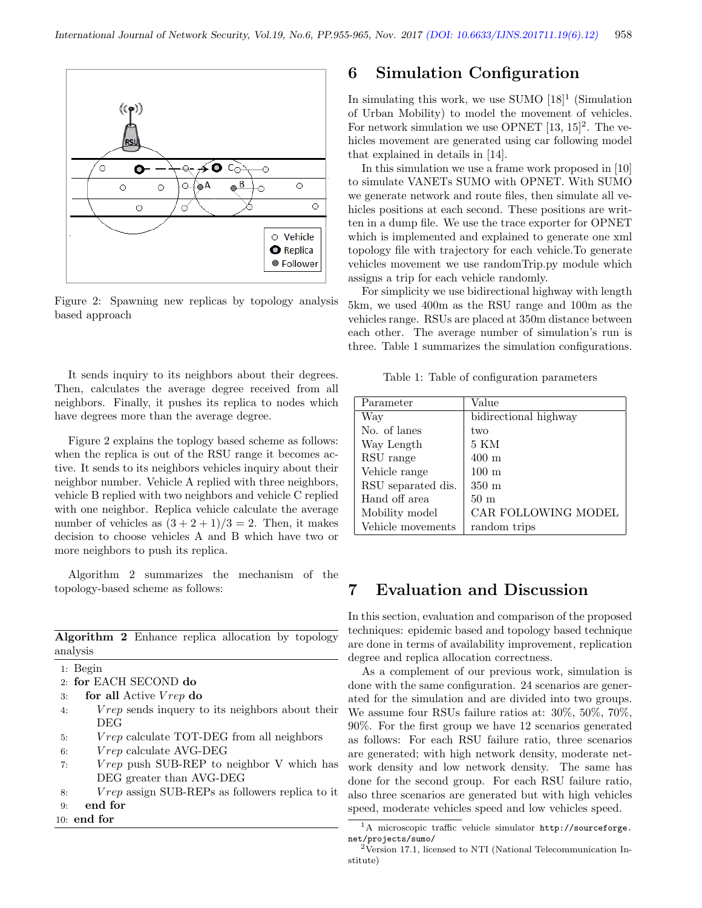Figure 2: Spawning new replicas by topology analysis based approach

It sends inquiry to its neighbors about their degrees. Then, calculates the average degree received from all neighbors. Finally, it pushes its replica to nodes which have degrees more than the average degree.

Figure 2 explains the toplogy based scheme as follows: when the replica is out of the RSU range it becomes active. It sends to its neighbors vehicles inquiry about their neighbor number. Vehicle A replied with three neighbors, vehicle B replied with two neighbors and vehicle C replied with one neighbor. Replica vehicle calculate the average number of vehicles as $(3 + 2 + 1)/3 = 2$. Then, it makes decision to choose vehicles A and B which have two or more neighbors to push its replica.

Algorithm 2 summarizes the mechanism of the topology-based scheme as follows:

**Algorithm 2** Enhance replica allocation by topology analysis

1: Begin
2: **for** EACH SECOND **do**
3: **for all** Active *Vrep* **do**
4: *Vrep* sends inquery to its neighbors about their DEG
5: *Vrep* calculate TOT-DEG from all neighbors
6: *Vrep* calculate AVG-DEG
7: *Vrep* push SUB-REP to neighbor V which has DEG greater than AVG-DEG
8: *Vrep* assign SUB-REPs as followers replica to it
9: **end for**
10: **end for**

## 6 Simulation Configuration

In simulating this work, we use SUMO [18][1] (Simulation of Urban Mobility) to model the movement of vehicles. For network simulation we use OPNET [13, 15][2]. The vehicles movement are generated using car following model that explained in details in [14].

In this simulation we use a frame work proposed in [10] to simulate VANETs SUMO with OPNET. With SUMO we generate network and route files, then simulate all vehicles positions at each second. These positions are written in a dump file. We use the trace exporter for OPNET which is implemented and explained to generate one xml topology file with trajectory for each vehicle.To generate vehicles movement we use randomTrip.py module which assigns a trip for each vehicle randomly.

For simplicity we use bidirectional highway with length 5km, we used 400m as the RSU range and 100m as the vehicles range. RSUs are placed at 350m distance between each other. The average number of simulation's run is three. Table 1 summarizes the simulation configurations.

Table 1: Table of configuration parameters

| Parameter | Value |
|---|---|
| Way | bidirectional highway |
| No. of lanes | two |
| Way Length | 5 KM |
| RSU range | 400 m |
| Vehicle range | 100 m |
| RSU separated dis. | 350 m |
| Hand off area | 50 m |
| Mobility model | CAR FOLLOWING MODEL |
| Vehicle movements | random trips |

## 7 Evaluation and Discussion

In this section, evaluation and comparison of the proposed techniques: epidemic based and topology based technique are done in terms of availability improvement, replication degree and replica allocation correctness.

As a complement of our previous work, simulation is done with the same configuration. 24 scenarios are generated for the simulation and are divided into two groups. We assume four RSUs failure ratios at: 30%, 50%, 70%, 90%. For the first group we have 12 scenarios generated as follows: For each RSU failure ratio, three scenarios are generated; with high network density, moderate network density and low network density. The same has done for the second group. For each RSU failure ratio, also three scenarios are generated but with high vehicles speed, moderate vehicles speed and low vehicles speed.

[1] A microscopic traffic vehicle simulator http://sourceforge.net/projects/sumo/

[2] Version 17.1, licensed to NTI (National Telecommunication Institute)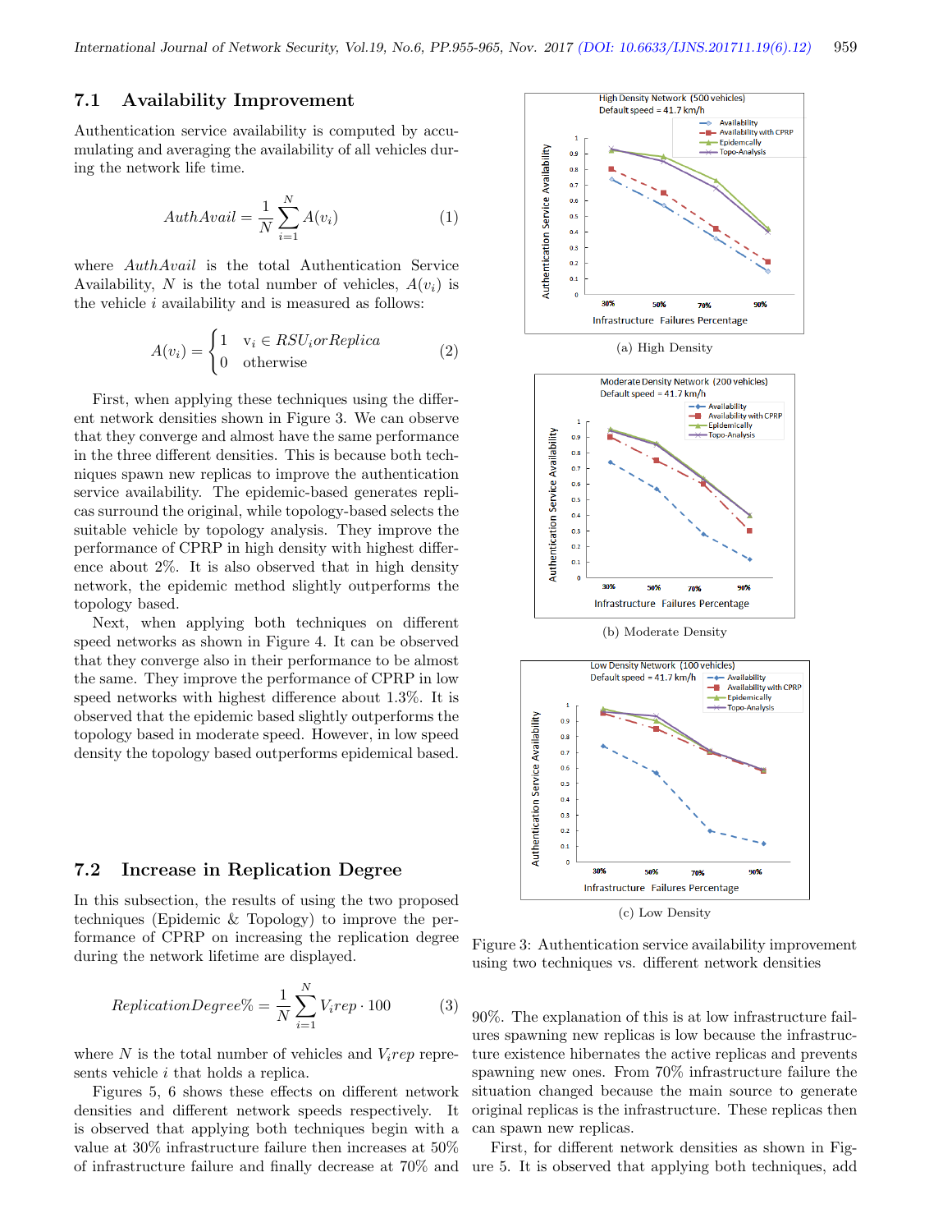### 7.1 Availability Improvement

Authentication service availability is computed by accumulating and averaging the availability of all vehicles during the network life time.

$$AuthAvail = \frac{1}{N}\sum_{i=1}^{N} A(v_i) \qquad (1)$$

where $AuthAvail$ is the total Authentication Service Availability, $N$ is the total number of vehicles, $A(v_i)$ is the vehicle $i$ availability and is measured as follows:

$$A(v_i) = \begin{cases} 1 & v_i \in RSU_i or Replica \\ 0 & \text{otherwise} \end{cases} \qquad (2)$$

First, when applying these techniques using the different network densities shown in Figure 3. We can observe that they converge and almost have the same performance in the three different densities. This is because both techniques spawn new replicas to improve the authentication service availability. The epidemic-based generates replicas surround the original, while topology-based selects the suitable vehicle by topology analysis. They improve the performance of CPRP in high density with highest difference about 2%. It is also observed that in high density network, the epidemic method slightly outperforms the topology based.

Next, when applying both techniques on different speed networks as shown in Figure 4. It can be observed that they converge also in their performance to be almost the same. They improve the performance of CPRP in low speed networks with highest difference about 1.3%. It is observed that the epidemic based slightly outperforms the topology based in moderate speed. However, in low speed density the topology based outperforms epidemical based.

(a) High Density

(b) Moderate Density

(c) Low Density

Figure 3: Authentication service availability improvement using two techniques vs. different network densities

### 7.2 Increase in Replication Degree

In this subsection, the results of using the two proposed techniques (Epidemic & Topology) to improve the performance of CPRP on increasing the replication degree during the network lifetime are displayed.

$$ReplicationDegree\% = \frac{1}{N}\sum_{i=1}^{N} V_i rep \cdot 100 \qquad (3)$$

where $N$ is the total number of vehicles and $V_i rep$ represents vehicle $i$ that holds a replica.

Figures 5, 6 shows these effects on different network densities and different network speeds respectively. It is observed that applying both techniques begin with a value at 30% infrastructure failure then increases at 50% of infrastructure failure and finally decrease at 70% and 90%. The explanation of this is at low infrastructure failures spawning new replicas is low because the infrastructure existence hibernates the active replicas and prevents spawning new ones. From 70% infrastructure failure the situation changed because the main source to generate original replicas is the infrastructure. These replicas then can spawn new replicas.

First, for different network densities as shown in Figure 5. It is observed that applying both techniques, add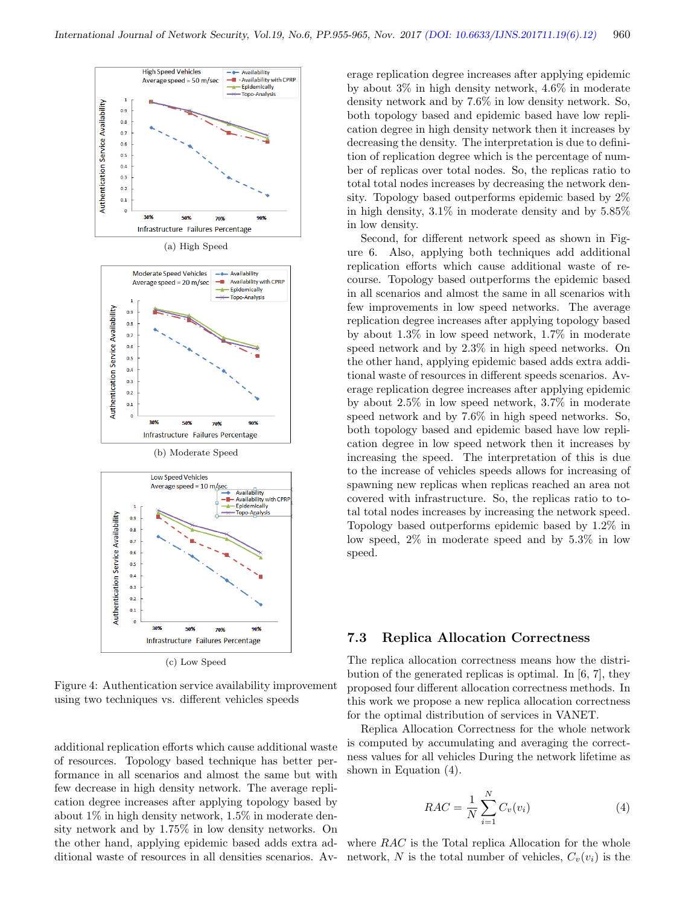(a) High Speed

(b) Moderate Speed

(c) Low Speed

Figure 4: Authentication service availability improvement using two techniques vs. different vehicles speeds

additional replication efforts which cause additional waste of resources. Topology based technique has better performance in all scenarios and almost the same but with few decrease in high density network. The average replication degree increases after applying topology based by about 1% in high density network, 1.5% in moderate density network and by 1.75% in low density networks. On the other hand, applying epidemic based adds extra additional waste of resources in all densities scenarios. Average replication degree increases after applying epidemic by about 3% in high density network, 4.6% in moderate density network and by 7.6% in low density network. So, both topology based and epidemic based have low replication degree in high density network then it increases by decreasing the density. The interpretation is due to definition of replication degree which is the percentage of number of replicas over total nodes. So, the replicas ratio to total total nodes increases by decreasing the network density. Topology based outperforms epidemic based by 2% in high density, 3.1% in moderate density and by 5.85% in low density.

Second, for different network speed as shown in Figure 6. Also, applying both techniques add additional replication efforts which cause additional waste of recourse. Topology based outperforms the epidemic based in all scenarios and almost the same in all scenarios with few improvements in low speed networks. The average replication degree increases after applying topology based by about 1.3% in low speed network, 1.7% in moderate speed network and by 2.3% in high speed networks. On the other hand, applying epidemic based adds extra additional waste of resources in different speeds scenarios. Average replication degree increases after applying epidemic by about 2.5% in low speed network, 3.7% in moderate speed network and by 7.6% in high speed networks. So, both topology based and epidemic based have low replication degree in low speed network then it increases by increasing the speed. The interpretation of this is due to the increase of vehicles speeds allows for increasing of spawning new replicas when replicas reached an area not covered with infrastructure. So, the replicas ratio to total total nodes increases by increasing the network speed. Topology based outperforms epidemic based by 1.2% in low speed, 2% in moderate speed and by 5.3% in low speed.

### 7.3 Replica Allocation Correctness

The replica allocation correctness means how the distribution of the generated replicas is optimal. In [6, 7], they proposed four different allocation correctness methods. In this work we propose a new replica allocation correctness for the optimal distribution of services in VANET.

Replica Allocation Correctness for the whole network is computed by accumulating and averaging the correctness values for all vehicles During the network lifetime as shown in Equation (4).

$$RAC = \frac{1}{N} \sum_{i=1}^{N} C_v(v_i) \tag{4}$$

where $RAC$ is the Total replica Allocation for the whole network, $N$ is the total number of vehicles, $C_v(v_i)$ is the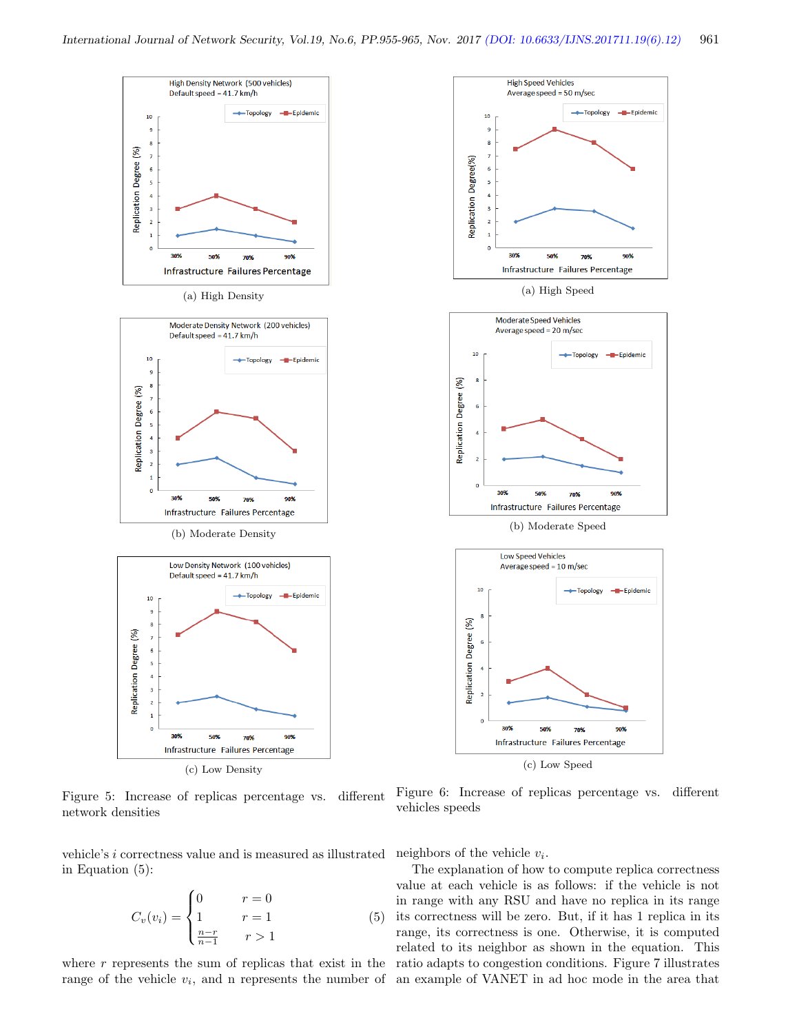(a) High Density

(b) Moderate Density

(c) Low Density

Figure 5: Increase of replicas percentage vs. different network densities

(a) High Speed

(b) Moderate Speed

(c) Low Speed

Figure 6: Increase of replicas percentage vs. different vehicles speeds

vehicle's $i$ correctness value and is measured as illustrated in Equation (5):

$$C_v(v_i) = \begin{cases} 0 & r = 0 \\ 1 & r = 1 \\ \frac{n-r}{n-1} & r > 1 \end{cases} \quad (5)$$

where $r$ represents the sum of replicas that exist in the range of the vehicle $v_i$, and n represents the number of neighbors of the vehicle $v_i$.

The explanation of how to compute replica correctness value at each vehicle is as follows: if the vehicle is not in range with any RSU and have no replica in its range its correctness will be zero. But, if it has 1 replica in its range, its correctness is one. Otherwise, it is computed related to its neighbor as shown in the equation. This ratio adapts to congestion conditions. Figure 7 illustrates an example of VANET in ad hoc mode in the area that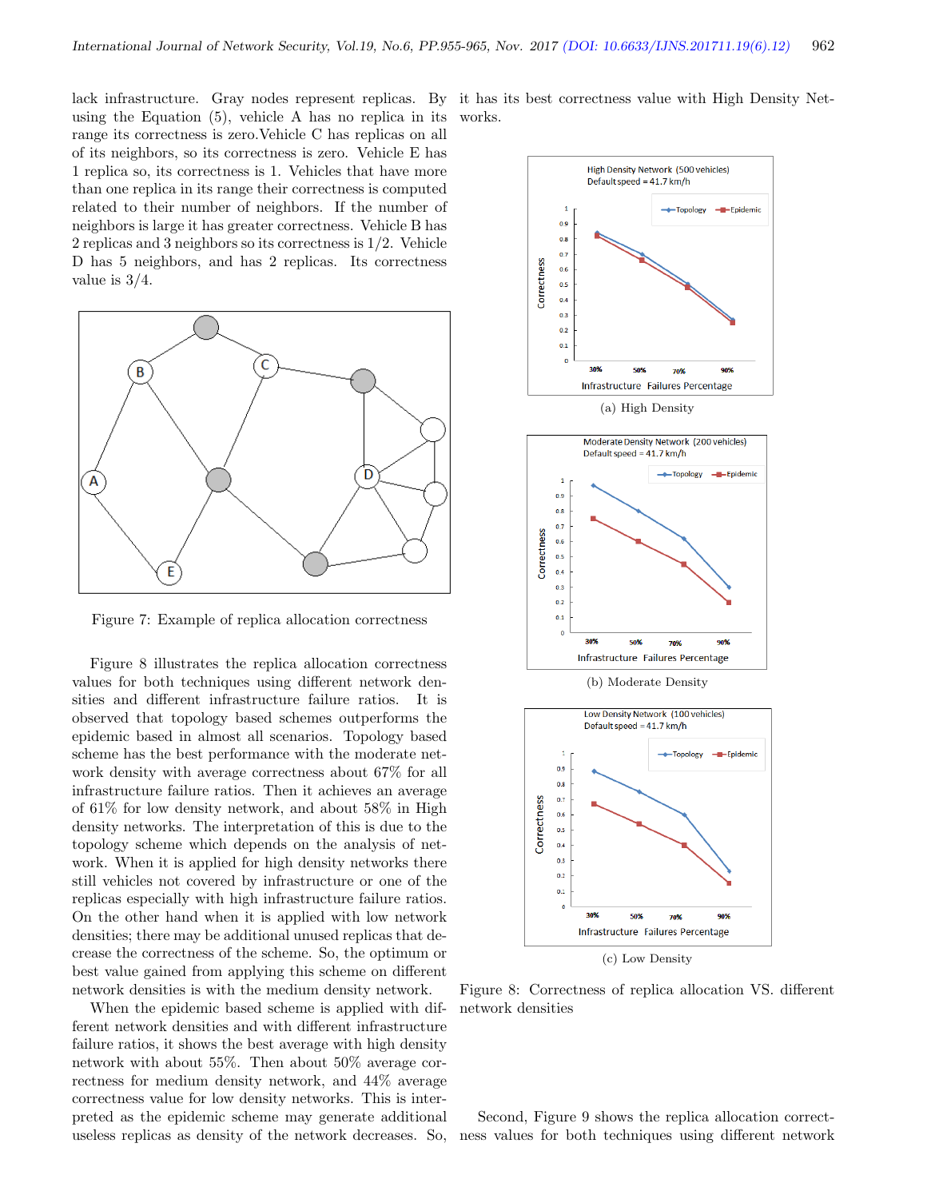lack infrastructure. Gray nodes represent replicas. By using the Equation (5), vehicle A has no replica in its range its correctness is zero.Vehicle C has replicas on all of its neighbors, so its correctness is zero. Vehicle E has 1 replica so, its correctness is 1. Vehicles that have more than one replica in its range their correctness is computed related to their number of neighbors. If the number of neighbors is large it has greater correctness. Vehicle B has 2 replicas and 3 neighbors so its correctness is 1/2. Vehicle D has 5 neighbors, and has 2 replicas. Its correctness value is 3/4.

Figure 7: Example of replica allocation correctness

Figure 8 illustrates the replica allocation correctness values for both techniques using different network densities and different infrastructure failure ratios. It is observed that topology based schemes outperforms the epidemic based in almost all scenarios. Topology based scheme has the best performance with the moderate network density with average correctness about 67% for all infrastructure failure ratios. Then it achieves an average of 61% for low density network, and about 58% in High density networks. The interpretation of this is due to the topology scheme which depends on the analysis of network. When it is applied for high density networks there still vehicles not covered by infrastructure or one of the replicas especially with high infrastructure failure ratios. On the other hand when it is applied with low network densities; there may be additional unused replicas that decrease the correctness of the scheme. So, the optimum or best value gained from applying this scheme on different network densities is with the medium density network.

When the epidemic based scheme is applied with different network densities and with different infrastructure failure ratios, it shows the best average with high density network with about 55%. Then about 50% average correctness for medium density network, and 44% average correctness value for low density networks. This is interpreted as the epidemic scheme may generate additional useless replicas as density of the network decreases. So, it has its best correctness value with High Density Networks.

(a) High Density

(b) Moderate Density

(c) Low Density

Figure 8: Correctness of replica allocation VS. different network densities

Second, Figure 9 shows the replica allocation correctness values for both techniques using different network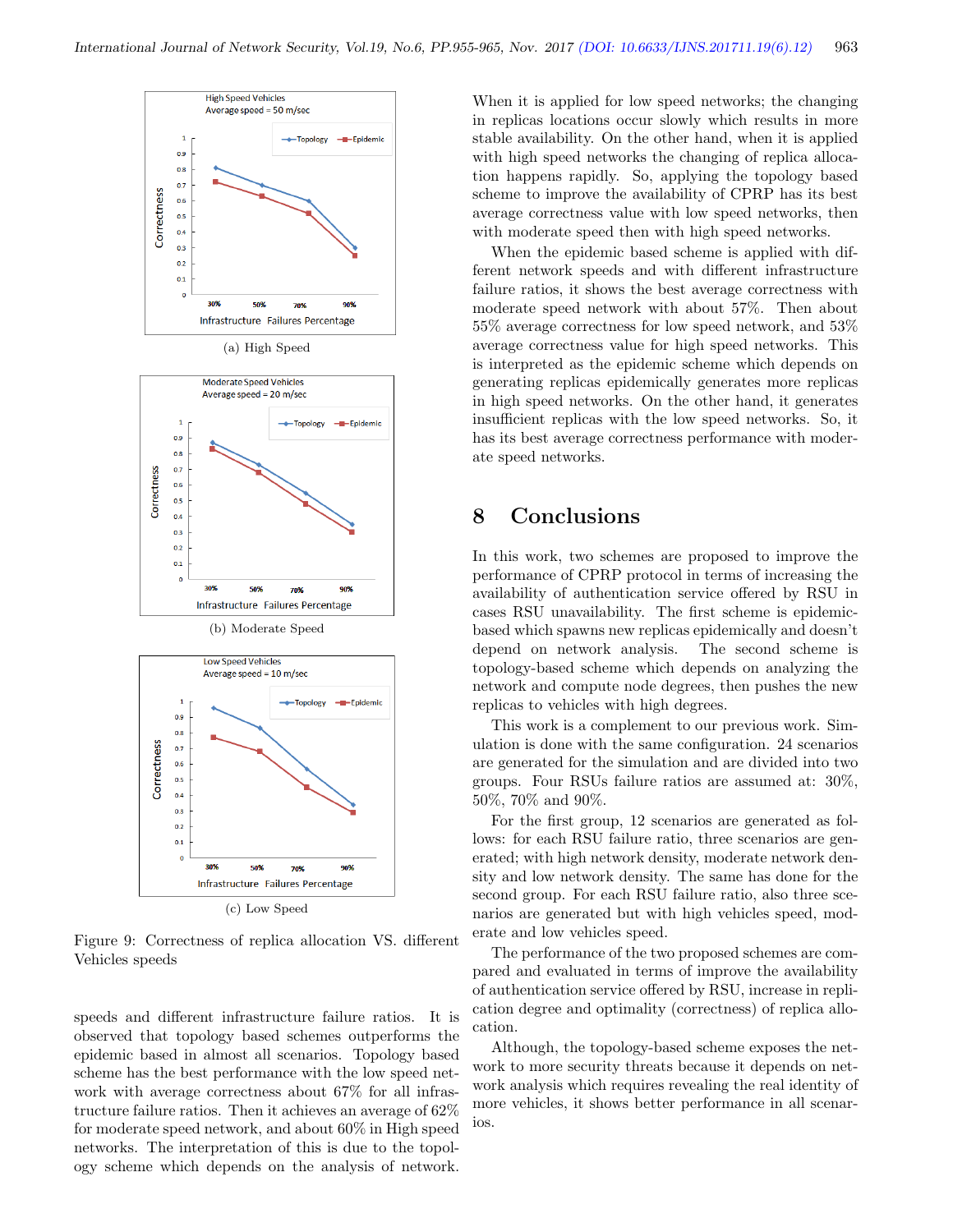(a) High Speed

(b) Moderate Speed

(c) Low Speed

Figure 9: Correctness of replica allocation VS. different Vehicles speeds

speeds and different infrastructure failure ratios. It is observed that topology based schemes outperforms the epidemic based in almost all scenarios. Topology based scheme has the best performance with the low speed network with average correctness about 67% for all infrastructure failure ratios. Then it achieves an average of 62% for moderate speed network, and about 60% in High speed networks. The interpretation of this is due to the topology scheme which depends on the analysis of network. When it is applied for low speed networks; the changing in replicas locations occur slowly which results in more stable availability. On the other hand, when it is applied with high speed networks the changing of replica allocation happens rapidly. So, applying the topology based scheme to improve the availability of CPRP has its best average correctness value with low speed networks, then with moderate speed then with high speed networks.

When the epidemic based scheme is applied with different network speeds and with different infrastructure failure ratios, it shows the best average correctness with moderate speed network with about 57%. Then about 55% average correctness for low speed network, and 53% average correctness value for high speed networks. This is interpreted as the epidemic scheme which depends on generating replicas epidemically generates more replicas in high speed networks. On the other hand, it generates insufficient replicas with the low speed networks. So, it has its best average correctness performance with moderate speed networks.

## 8 Conclusions

In this work, two schemes are proposed to improve the performance of CPRP protocol in terms of increasing the availability of authentication service offered by RSU in cases RSU unavailability. The first scheme is epidemic-based which spawns new replicas epidemically and doesn't depend on network analysis. The second scheme is topology-based scheme which depends on analyzing the network and compute node degrees, then pushes the new replicas to vehicles with high degrees.

This work is a complement to our previous work. Simulation is done with the same configuration. 24 scenarios are generated for the simulation and are divided into two groups. Four RSUs failure ratios are assumed at: 30%, 50%, 70% and 90%.

For the first group, 12 scenarios are generated as follows: for each RSU failure ratio, three scenarios are generated; with high network density, moderate network density and low network density. The same has done for the second group. For each RSU failure ratio, also three scenarios are generated but with high vehicles speed, moderate and low vehicles speed.

The performance of the two proposed schemes are compared and evaluated in terms of improve the availability of authentication service offered by RSU, increase in replication degree and optimality (correctness) of replica allocation.

Although, the topology-based scheme exposes the network to more security threats because it depends on network analysis which requires revealing the real identity of more vehicles, it shows better performance in all scenarios.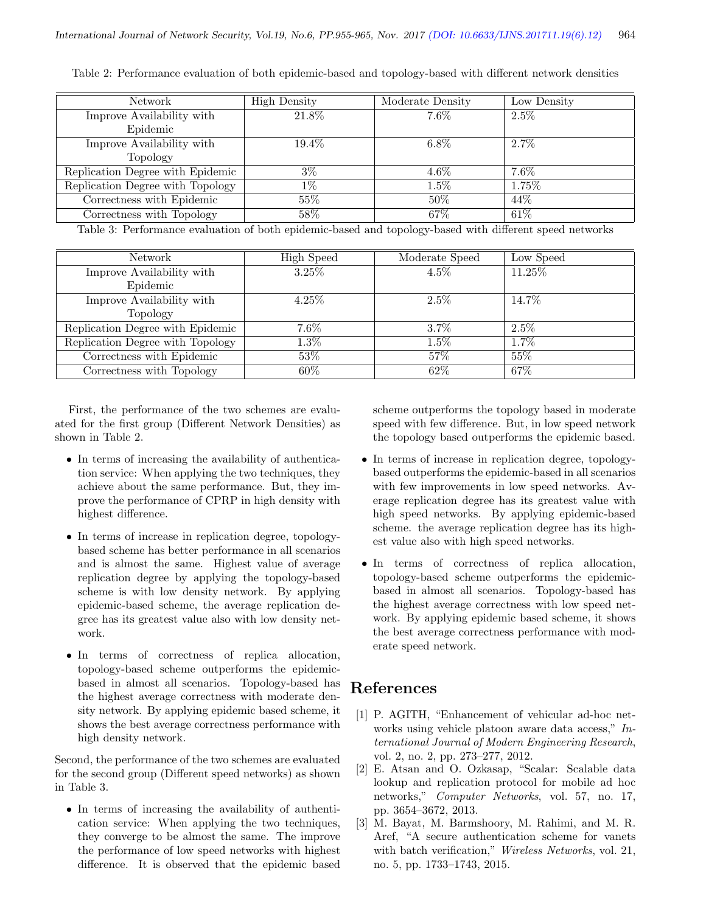Table 2: Performance evaluation of both epidemic-based and topology-based with different network densities

| Network | High Density | Moderate Density | Low Density |
|---|---|---|---|
| Improve Availability with Epidemic | 21.8% | 7.6% | 2.5% |
| Improve Availability with Topology | 19.4% | 6.8% | 2.7% |
| Replication Degree with Epidemic | 3% | 4.6% | 7.6% |
| Replication Degree with Topology | 1% | 1.5% | 1.75% |
| Correctness with Epidemic | 55% | 50% | 44% |
| Correctness with Topology | 58% | 67% | 61% |

Table 3: Performance evaluation of both epidemic-based and topology-based with different speed networks

| Network | High Speed | Moderate Speed | Low Speed |
|---|---|---|---|
| Improve Availability with Epidemic | 3.25% | 4.5% | 11.25% |
| Improve Availability with Topology | 4.25% | 2.5% | 14.7% |
| Replication Degree with Epidemic | 7.6% | 3.7% | 2.5% |
| Replication Degree with Topology | 1.3% | 1.5% | 1.7% |
| Correctness with Epidemic | 53% | 57% | 55% |
| Correctness with Topology | 60% | 62% | 67% |

First, the performance of the two schemes are evaluated for the first group (Different Network Densities) as shown in Table 2.

- In terms of increasing the availability of authentication service: When applying the two techniques, they achieve about the same performance. But, they improve the performance of CPRP in high density with highest difference.
- In terms of increase in replication degree, topology-based scheme has better performance in all scenarios and is almost the same. Highest value of average replication degree by applying the topology-based scheme is with low density network. By applying epidemic-based scheme, the average replication degree has its greatest value also with low density network.
- In terms of correctness of replica allocation, topology-based scheme outperforms the epidemic-based in almost all scenarios. Topology-based has the highest average correctness with moderate density network. By applying epidemic based scheme, it shows the best average correctness performance with high density network.

Second, the performance of the two schemes are evaluated for the second group (Different speed networks) as shown in Table 3.

- In terms of increasing the availability of authentication service: When applying the two techniques, they converge to be almost the same. The improve the performance of low speed networks with highest difference. It is observed that the epidemic based scheme outperforms the topology based in moderate speed with few difference. But, in low speed network the topology based outperforms the epidemic based.
- In terms of increase in replication degree, topology-based outperforms the epidemic-based in all scenarios with few improvements in low speed networks. Average replication degree has its greatest value with high speed networks. By applying epidemic-based scheme. the average replication degree has its highest value also with high speed networks.
- In terms of correctness of replica allocation, topology-based scheme outperforms the epidemic-based in almost all scenarios. Topology-based has the highest average correctness with low speed network. By applying epidemic based scheme, it shows the best average correctness performance with moderate speed network.

## References

[1] P. AGITH, "Enhancement of vehicular ad-hoc networks using vehicle platoon aware data access," *International Journal of Modern Engineering Research*, vol. 2, no. 2, pp. 273–277, 2012.

[2] E. Atsan and O. Ozkasap, "Scalar: Scalable data lookup and replication protocol for mobile ad hoc networks," *Computer Networks*, vol. 57, no. 17, pp. 3654–3672, 2013.

[3] M. Bayat, M. Barmshoory, M. Rahimi, and M. R. Aref, "A secure authentication scheme for vanets with batch verification," *Wireless Networks*, vol. 21, no. 5, pp. 1733–1743, 2015.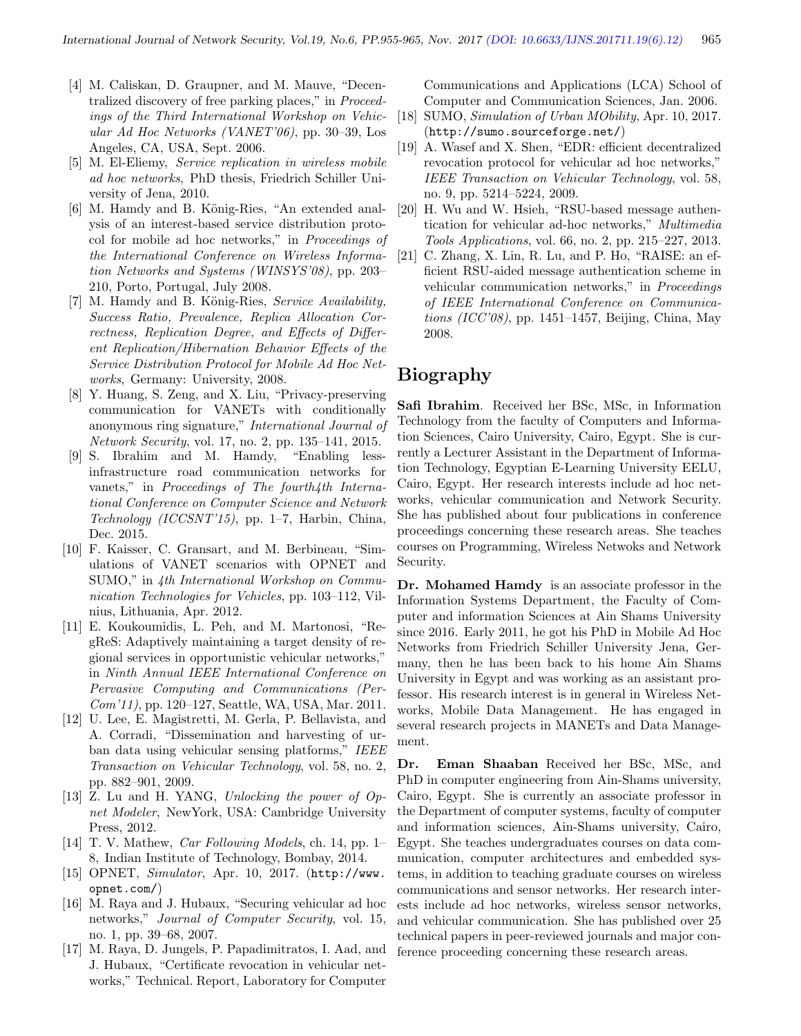[4] M. Caliskan, D. Graupner, and M. Mauve, "Decentralized discovery of free parking places," in *Proceedings of the Third International Workshop on Vehicular Ad Hoc Networks (VANET'06)*, pp. 30–39, Los Angeles, CA, USA, Sept. 2006.

[5] M. El-Eliemy, *Service replication in wireless mobile ad hoc networks*, PhD thesis, Friedrich Schiller University of Jena, 2010.

[6] M. Hamdy and B. König-Ries, "An extended analysis of an interest-based service distribution protocol for mobile ad hoc networks," in *Proceedings of the International Conference on Wireless Information Networks and Systems (WINSYS'08)*, pp. 203–210, Porto, Portugal, July 2008.

[7] M. Hamdy and B. König-Ries, *Service Availability, Success Ratio, Prevalence, Replica Allocation Correctness, Replication Degree, and Effects of Different Replication/Hibernation Behavior Effects of the Service Distribution Protocol for Mobile Ad Hoc Networks*, Germany: University, 2008.

[8] Y. Huang, S. Zeng, and X. Liu, "Privacy-preserving communication for VANETs with conditionally anonymous ring signature," *International Journal of Network Security*, vol. 17, no. 2, pp. 135–141, 2015.

[9] S. Ibrahim and M. Hamdy, "Enabling less-infrastructure road communication networks for vanets," in *Proceedings of The fourth4th International Conference on Computer Science and Network Technology (ICCSNT'15)*, pp. 1–7, Harbin, China, Dec. 2015.

[10] F. Kaisser, C. Gransart, and M. Berbineau, "Simulations of VANET scenarios with OPNET and SUMO," in *4th International Workshop on Communication Technologies for Vehicles*, pp. 103–112, Vilnius, Lithuania, Apr. 2012.

[11] E. Koukoumidis, L. Peh, and M. Martonosi, "RegReS: Adaptively maintaining a target density of regional services in opportunistic vehicular networks," in *Ninth Annual IEEE International Conference on Pervasive Computing and Communications (PerCom'11)*, pp. 120–127, Seattle, WA, USA, Mar. 2011.

[12] U. Lee, E. Magistretti, M. Gerla, P. Bellavista, and A. Corradi, "Dissemination and harvesting of urban data using vehicular sensing platforms," *IEEE Transaction on Vehicular Technology*, vol. 58, no. 2, pp. 882–901, 2009.

[13] Z. Lu and H. YANG, *Unlocking the power of Opnet Modeler*, NewYork, USA: Cambridge University Press, 2012.

[14] T. V. Mathew, *Car Following Models*, ch. 14, pp. 1–8, Indian Institute of Technology, Bombay, 2014.

[15] OPNET, *Simulator*, Apr. 10, 2017. (http://www.opnet.com/)

[16] M. Raya and J. Hubaux, "Securing vehicular ad hoc networks," *Journal of Computer Security*, vol. 15, no. 1, pp. 39–68, 2007.

[17] M. Raya, D. Jungels, P. Papadimitratos, I. Aad, and J. Hubaux, "Certificate revocation in vehicular networks," Technical. Report, Laboratory for Computer Communications and Applications (LCA) School of Computer and Communication Sciences, Jan. 2006.

[18] SUMO, *Simulation of Urban MObility*, Apr. 10, 2017. (http://sumo.sourceforge.net/)

[19] A. Wasef and X. Shen, "EDR: efficient decentralized revocation protocol for vehicular ad hoc networks," *IEEE Transaction on Vehicular Technology*, vol. 58, no. 9, pp. 5214–5224, 2009.

[20] H. Wu and W. Hsieh, "RSU-based message authentication for vehicular ad-hoc networks," *Multimedia Tools Applications*, vol. 66, no. 2, pp. 215–227, 2013.

[21] C. Zhang, X. Lin, R. Lu, and P. Ho, "RAISE: an efficient RSU-aided message authentication scheme in vehicular communication networks," in *Proceedings of IEEE International Conference on Communications (ICC'08)*, pp. 1451–1457, Beijing, China, May 2008.

# Biography

**Safi Ibrahim**. Received her BSc, MSc, in Information Technology from the faculty of Computers and Information Sciences, Cairo University, Cairo, Egypt. She is currently a Lecturer Assistant in the Department of Information Technology, Egyptian E-Learning University EELU, Cairo, Egypt. Her research interests include ad hoc networks, vehicular communication and Network Security. She has published about four publications in conference proceedings concerning these research areas. She teaches courses on Programming, Wireless Netwoks and Network Security.

**Dr. Mohamed Hamdy** is an associate professor in the Information Systems Department, the Faculty of Computer and information Sciences at Ain Shams University since 2016. Early 2011, he got his PhD in Mobile Ad Hoc Networks from Friedrich Schiller University Jena, Germany, then he has been back to his home Ain Shams University in Egypt and was working as an assistant professor. His research interest is in general in Wireless Networks, Mobile Data Management. He has engaged in several research projects in MANETs and Data Management.

**Dr. Eman Shaaban** Received her BSc, MSc, and PhD in computer engineering from Ain-Shams university, Cairo, Egypt. She is currently an associate professor in the Department of computer systems, faculty of computer and information sciences, Ain-Shams university, Cairo, Egypt. She teaches undergraduates courses on data communication, computer architectures and embedded systems, in addition to teaching graduate courses on wireless communications and sensor networks. Her research interests include ad hoc networks, wireless sensor networks, and vehicular communication. She has published over 25 technical papers in peer-reviewed journals and major conference proceeding concerning these research areas.